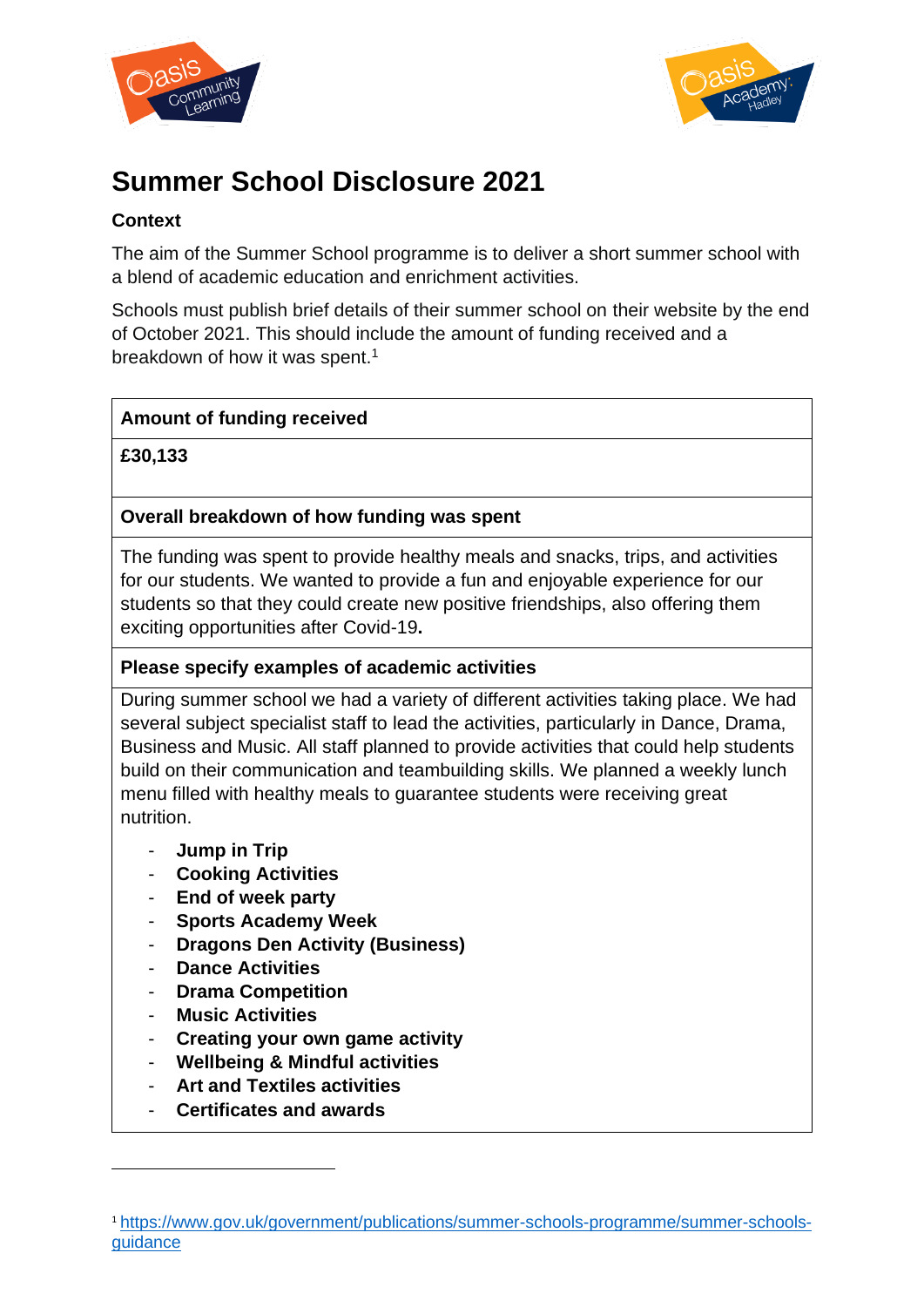# Summer School Disclosure 2021

**Context**

The aim of the Summer School programme is to deliver a short summer school with a blend of academic education and enrichment activities.

Schools must publish brief details of their summer school on their website by the end of October 2021. This should include the amount of funding received and a breakdown of how it was spent.[1]

| **Amount of funding received** |
|---|
| **£30,133** |
| **Overall breakdown of how funding was spent** |
| The funding was spent to provide healthy meals and snacks, trips, and activities for our students. We wanted to provide a fun and enjoyable experience for our students so that they could create new positive friendships, also offering them exciting opportunities after Covid-19**.** |
| **Please specify examples of academic activities** |
| During summer school we had a variety of different activities taking place. We had several subject specialist staff to lead the activities, particularly in Dance, Drama, Business and Music. All staff planned to provide activities that could help students build on their communication and teambuilding skills. We planned a weekly lunch menu filled with healthy meals to guarantee students were receiving great nutrition.<br>- **Jump in Trip**<br>- **Cooking Activities**<br>- **End of week party**<br>- **Sports Academy Week**<br>- **Dragons Den Activity (Business)**<br>- **Dance Activities**<br>- **Drama Competition**<br>- **Music Activities**<br>- **Creating your own game activity**<br>- **Wellbeing & Mindful activities**<br>- **Art and Textiles activities**<br>- **Certificates and awards** |

[1] https://www.gov.uk/government/publications/summer-schools-programme/summer-schools-guidance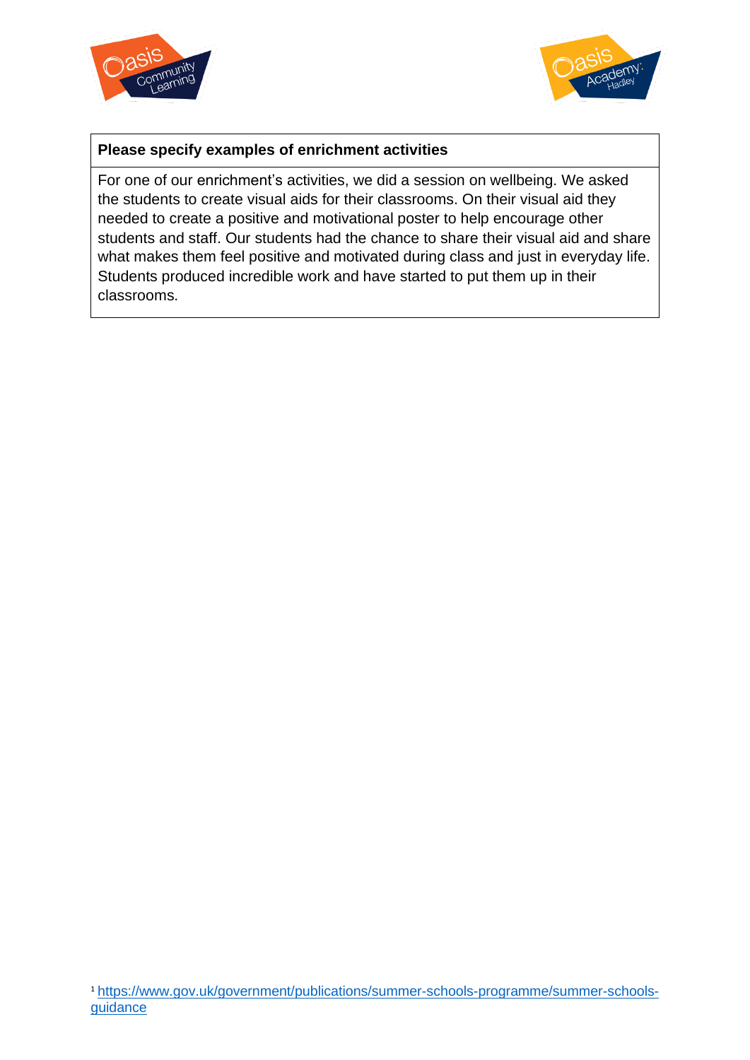| Please specify examples of enrichment activities |
| --- |
| For one of our enrichment's activities, we did a session on wellbeing. We asked the students to create visual aids for their classrooms. On their visual aid they needed to create a positive and motivational poster to help encourage other students and staff. Our students had the chance to share their visual aid and share what makes them feel positive and motivated during class and just in everyday life. Students produced incredible work and have started to put them up in their classrooms. |

[1] https://www.gov.uk/government/publications/summer-schools-programme/summer-schools-guidance